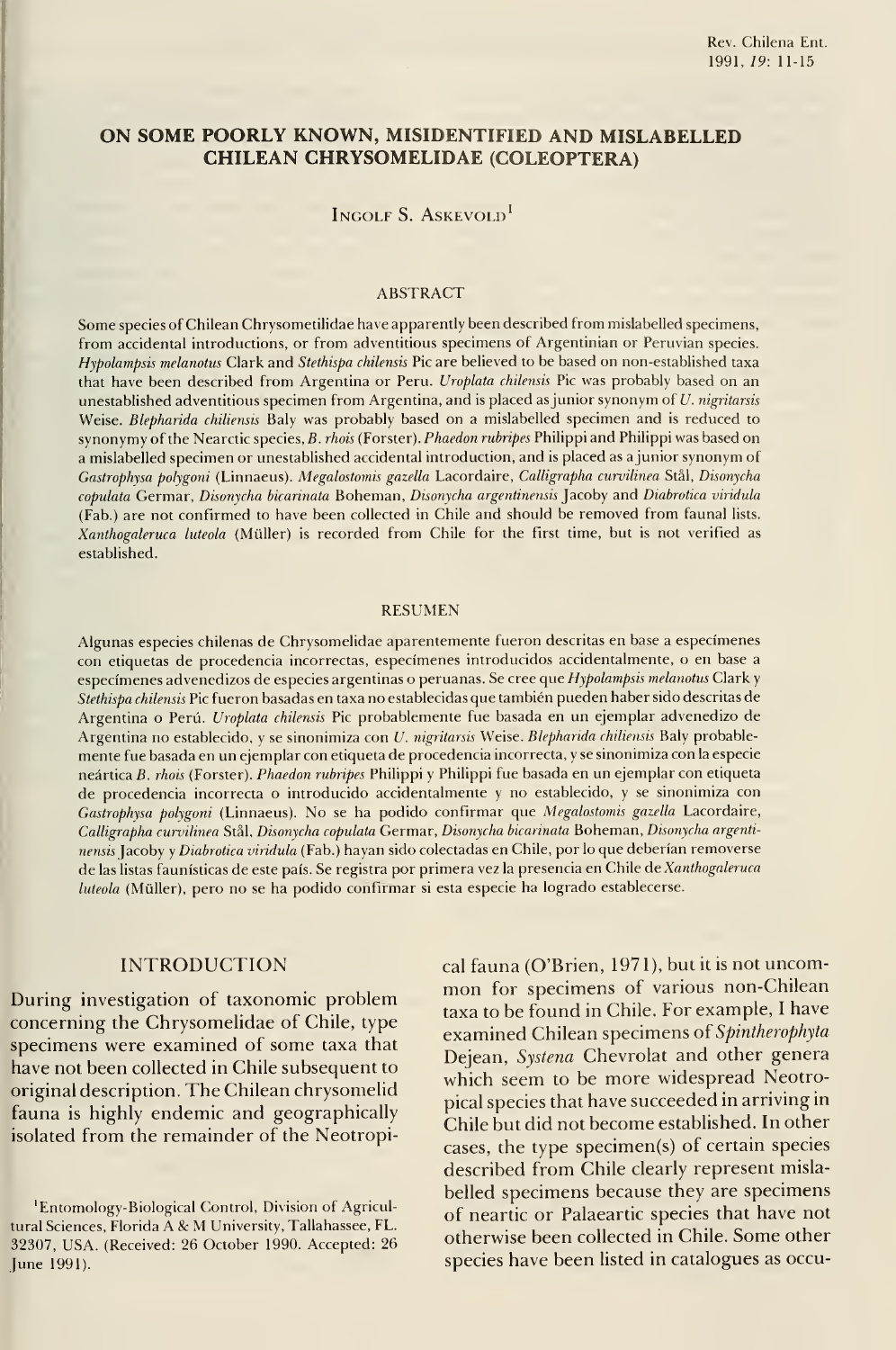# ON SOME POORLY KNOWN, MISIDENTIFIED AND MISLABELLED CHILEAN CHRYSOMELIDAE (COLEOPTERA)

INGOLF S. ASKEVOLD[1]

## ABSTRACT

Some species of Chilean Chrysometilidae have apparently been described from mislabelled specimens, from accidental introductions, or from adventitious specimens of Argentinian or Peruvian species. *Hypolampsis melanotus* Clark and *Stethispa chilensis* Pic are believed to be based on non-established taxa that have been described from Argentina or Peru. *Uroplata chilensis* Pic was probably based on an unestablished adventitious specimen from Argentina, and is placed as junior synonym of *U. nigritarsis* Weise. *Blepharida chiliensis* Baly was probably based on a mislabelled specimen and is reduced to synonymy of the Nearctic species, *B. rhois* (Forster). *Phaedon rubripes* Philippi and Philippi was based on a mislabelled specimen or unestablished accidental introduction, and is placed as a junior synonym of *Gastrophysa polygoni* (Linnaeus). *Megalostomis gazella* Lacordaire, *Calligrapha curvilinea* Stål, *Disonycha copulata* Germar, *Disonycha bicarinata* Boheman, *Disonycha argentinensis* Jacoby and *Diabrotica viridula* (Fab.) are not confirmed to have been collected in Chile and should be removed from faunal lists. *Xanthogaleruca luteola* (Müller) is recorded from Chile for the first time, but is not verified as established.

## RESUMEN

Algunas especies chilenas de Chrysomelidae aparentemente fueron descritas en base a especímenes con etiquetas de procedencia incorrectas, especímenes introducidos accidentalmente, o en base a especímenes advenedizos de especies argentinas o peruanas. Se cree que *Hypolampsis melanotus* Clark y *Stethispa chilensis* Pic fueron basadas en taxa no establecidas que también pueden haber sido descritas de Argentina o Perú. *Uroplata chilensis* Pic probablemente fue basada en un ejemplar advenedizo de Argentina no establecido, y se sinonimiza con *U. nigritarsis* Weise. *Blepharida chiliensis* Baly probablemente fue basada en un ejemplar con etiqueta de procedencia incorrecta, y se sinonimiza con la especie neártica *B. rhois* (Forster). *Phaedon rubripes* Philippi y Philippi fue basada en un ejemplar con etiqueta de procedencia incorrecta o introducido accidentalmente y no establecido, y se sinonimiza con *Gastrophysa polygoni* (Linnaeus). No se ha podido confirmar que *Megalostomis gazella* Lacordaire, *Calligrapha curvilinea* Stål, *Disonycha copulata* Germar, *Disonycha bicarinata* Boheman, *Disonycha argentinensis* Jacoby y *Diabrotica viridula* (Fab.) hayan sido colectadas en Chile, por lo que deberían removerse de las listas faunísticas de este país. Se registra por primera vez la presencia en Chile de *Xanthogaleruca luteola* (Müller), pero no se ha podido confirmar si esta especie ha logrado establecerse.

## INTRODUCTION

During investigation of taxonomic problem concerning the Chrysomelidae of Chile, type specimens were examined of some taxa that have not been collected in Chile subsequent to original description. The Chilean chrysomelid fauna is highly endemic and geographically isolated from the remainder of the Neotropical fauna (O'Brien, 1971), but it is not uncommon for specimens of various non-Chilean taxa to be found in Chile. For example, I have examined Chilean specimens of *Spintherophyta* Dejean, *Systena* Chevrolat and other genera which seem to be more widespread Neotropical species that have succeeded in arriving in Chile but did not become established. In other cases, the type specimen(s) of certain species described from Chile clearly represent mislabelled specimens because they are specimens of nearctic or Palaeartic species that have not otherwise been collected in Chile. Some other species have been listed in catalogues as occu-

[1]Entomology-Biological Control, Division of Agricultural Sciences, Florida A & M University, Tallahassee, FL. 32307, USA. (Received: 26 October 1990. Accepted: 26 June 1991).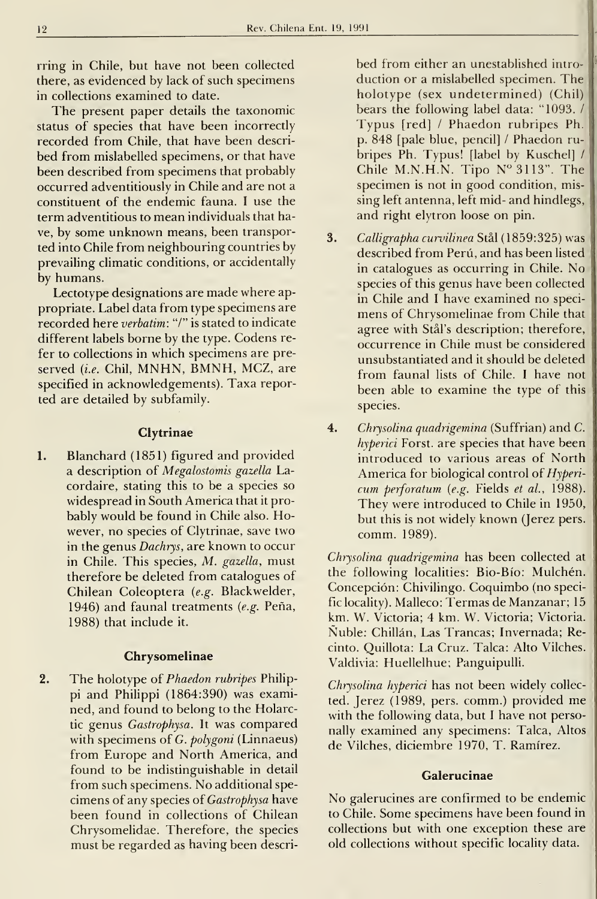rring in Chile, but have not been collected there, as evidenced by lack of such specimens in collections examined to date.

The present paper details the taxonomic status of species that have been incorrectly recorded from Chile, that have been described from mislabelled specimens, or that have been described from specimens that probably occurred adventitiously in Chile and are not a constituent of the endemic fauna. I use the term adventitious to mean individuals that have, by some unknown means, been transported into Chile from neighbouring countries by prevailing climatic conditions, or accidentally by humans.

Lectotype designations are made where appropriate. Label data from type specimens are recorded here *verbatim*: "/" is stated to indicate different labels borne by the type. Codens refer to collections in which specimens are preserved (*i.e.* Chil, MNHN, BMNH, MCZ, are specified in acknowledgements). Taxa reported are detailed by subfamily.

## Clytrinae

1. Blanchard (1851) figured and provided a description of *Megalostomis gazella* Lacordaire, stating this to be a species so widespread in South America that it probably would be found in Chile also. However, no species of Clytrinae, save two in the genus *Dachrys*, are known to occur in Chile. This species, *M. gazella*, must therefore be deleted from catalogues of Chilean Coleoptera (*e.g.* Blackwelder, 1946) and faunal treatments (*e.g.* Peña, 1988) that include it.

## Chrysomelinae

2. The holotype of *Phaedon rubripes* Philippi and Philippi (1864:390) was examined, and found to belong to the Holarctic genus *Gastrophysa*. It was compared with specimens of *G. polygoni* (Linnaeus) from Europe and North America, and found to be indistinguishable in detail from such specimens. No additional specimens of any species of *Gastrophysa* have been found in collections of Chilean Chrysomelidae. Therefore, the species must be regarded as having been described from either an unestablished introduction or a mislabelled specimen. The holotype (sex undetermined) (Chil) bears the following label data: "1093. / Typus [red] / Phaedon rubripes Ph. p. 848 [pale blue, pencil] / Phaedon rubripes Ph. Typus! [label by Kuschel] / Chile M.N.H.N. Tipo N° 3113". The specimen is not in good condition, missing left antenna, left mid- and hindlegs, and right elytron loose on pin.

3. *Calligrapha curvilinea* Stål (1859:325) was described from Perú, and has been listed in catalogues as occurring in Chile. No species of this genus have been collected in Chile and I have examined no specimens of Chrysomelinae from Chile that agree with Stål's description; therefore, occurrence in Chile must be considered unsubstantiated and it should be deleted from faunal lists of Chile. I have not been able to examine the type of this species.

4. *Chrysolina quadrigemina* (Suffrian) and *C. hyperici* Forst. are species that have been introduced to various areas of North America for biological control of *Hypericum perforatum* (*e.g.* Fields *et al.*, 1988). They were introduced to Chile in 1950, but this is not widely known (Jerez pers. comm. 1989).

*Chrysolina quadrigemina* has been collected at the following localities: Bio-Bío: Mulchén. Concepción: Chivilingo. Coquimbo (no specific locality). Malleco: Termas de Manzanar; 15 km. W. Victoria; 4 km. W. Victoria; Victoria. Ñuble: Chillán, Las Trancas; Invernada; Recinto. Quillota: La Cruz. Talca: Alto Vilches. Valdivia: Huellelhue; Panguipulli.

*Chrysolina hyperici* has not been widely collected. Jerez (1989, pers. comm.) provided me with the following data, but I have not personally examined any specimens: Talca, Altos de Vilches, diciembre 1970, T. Ramírez.

## Galerucinae

No galerucines are confirmed to be endemic to Chile. Some specimens have been found in collections but with one exception these are old collections without specific locality data.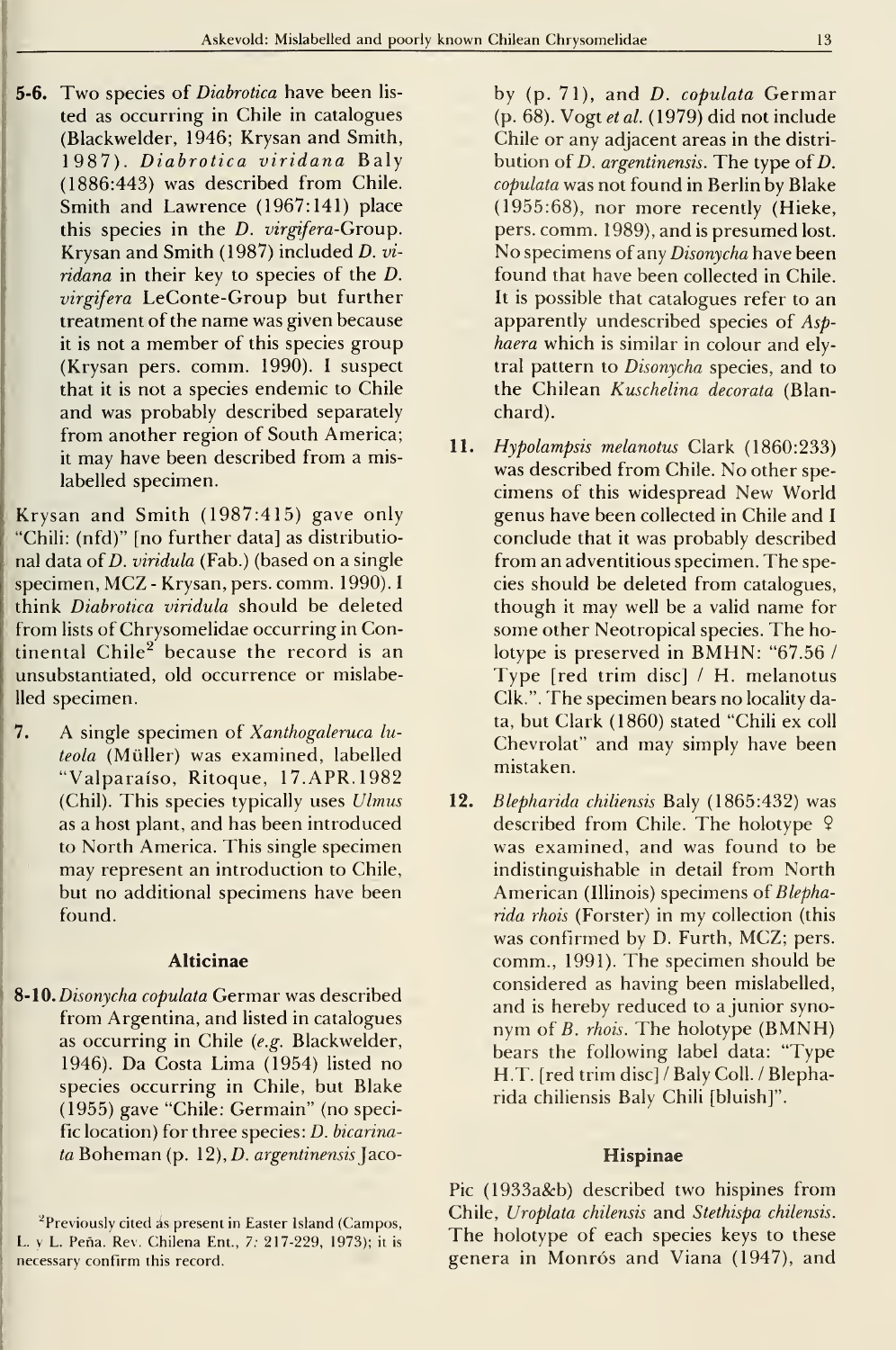**5-6.** Two species of *Diabrotica* have been listed as occurring in Chile in catalogues (Blackwelder, 1946; Krysan and Smith, 1987). *Diabrotica viridana* Baly (1886:443) was described from Chile. Smith and Lawrence (1967:141) place this species in the *D. virgifera*-Group. Krysan and Smith (1987) included *D. viridana* in their key to species of the *D. virgifera* LeConte-Group but further treatment of the name was given because it is not a member of this species group (Krysan pers. comm. 1990). I suspect that it is not a species endemic to Chile and was probably described separately from another region of South America; it may have been described from a mislabelled specimen.

Krysan and Smith (1987:415) gave only "Chili: (nfd)" [no further data] as distributional data of *D. viridula* (Fab.) (based on a single specimen, MCZ - Krysan, pers. comm. 1990). I think *Diabrotica viridula* should be deleted from lists of Chrysomelidae occurring in Continental Chile[2] because the record is an unsubstantiated, old occurrence or mislabelled specimen.

**7.** A single specimen of *Xanthogaleruca luteola* (Müller) was examined, labelled "Valparaíso, Ritoque, 17.APR.1982 (Chil). This species typically uses *Ulmus* as a host plant, and has been introduced to North America. This single specimen may represent an introduction to Chile, but no additional specimens have been found.

### Alticinae

**8-10.** *Disonycha copulata* Germar was described from Argentina, and listed in catalogues as occurring in Chile (*e.g.* Blackwelder, 1946). Da Costa Lima (1954) listed no species occurring in Chile, but Blake (1955) gave "Chile: Germain" (no specific location) for three species: *D. bicarinata* Boheman (p. 12), *D. argentinensis* Jacoby (p. 71), and *D. copulata* Germar (p. 68). Vogt *et al.* (1979) did not include Chile or any adjacent areas in the distribution of *D. argentinensis*. The type of *D. copulata* was not found in Berlin by Blake (1955:68), nor more recently (Hieke, pers. comm. 1989), and is presumed lost. No specimens of any *Disonycha* have been found that have been collected in Chile. It is possible that catalogues refer to an apparently undescribed species of *Asphaera* which is similar in colour and elytral pattern to *Disonycha* species, and to the Chilean *Kuschelina decorata* (Blanchard).

**11.** *Hypolampsis melanotus* Clark (1860:233) was described from Chile. No other specimens of this widespread New World genus have been collected in Chile and I conclude that it was probably described from an adventitious specimen. The species should be deleted from catalogues, though it may well be a valid name for some other Neotropical species. The holotype is preserved in BMHN: "67.56 / Type [red trim disc] / H. melanotus Clk.". The specimen bears no locality data, but Clark (1860) stated "Chili ex coll Chevrolat" and may simply have been mistaken.

**12.** *Blepharida chiliensis* Baly (1865:432) was described from Chile. The holotype ♀ was examined, and was found to be indistinguishable in detail from North American (Illinois) specimens of *Blepharida rhois* (Forster) in my collection (this was confirmed by D. Furth, MCZ; pers. comm., 1991). The specimen should be considered as having been mislabelled, and is hereby reduced to a junior synonym of *B. rhois*. The holotype (BMNH) bears the following label data: "Type H.T. [red trim disc] / Baly Coll. / Blepharida chiliensis Baly Chili [bluish]".

### Hispinae

Pic (1933a&b) described two hispines from Chile, *Uroplata chilensis* and *Stethispa chilensis*. The holotype of each species keys to these genera in Monrós and Viana (1947), and

[2] Previously cited as present in Easter Island (Campos, L. y L. Peña. Rev. Chilena Ent., 7: 217-229, 1973); it is necessary confirm this record.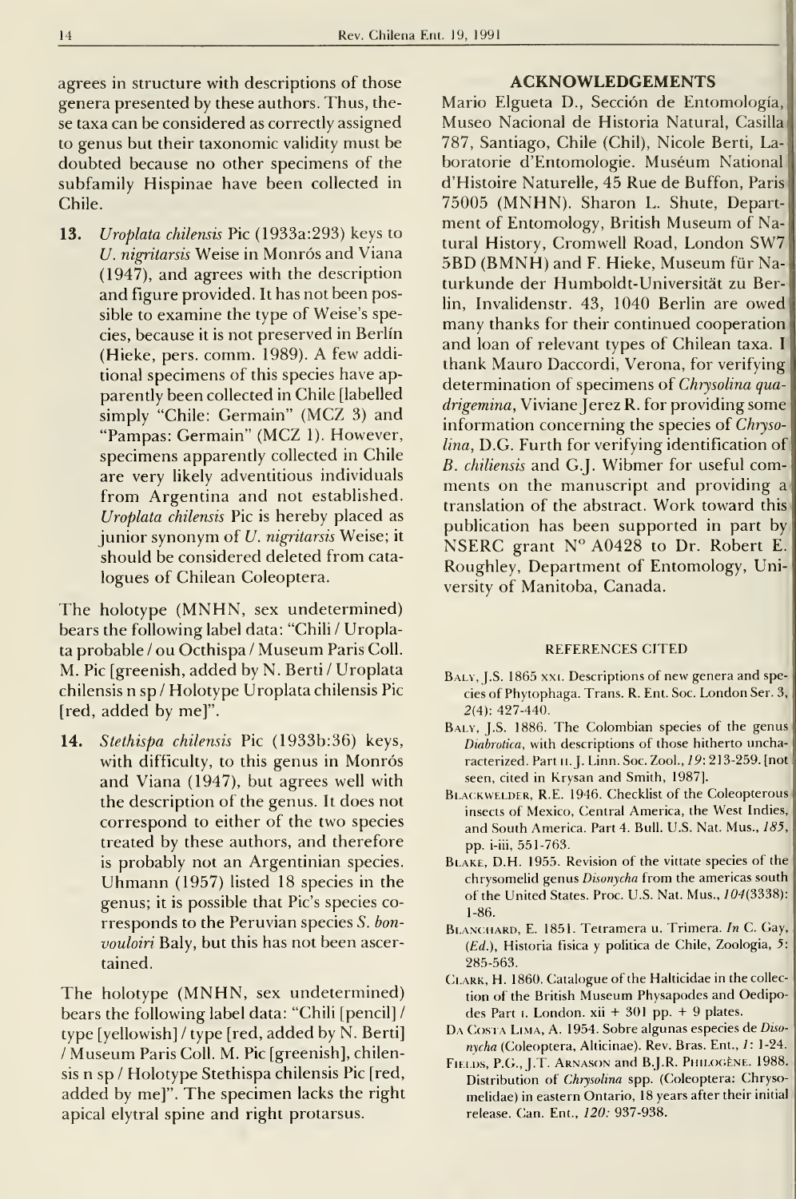agrees in structure with descriptions of those genera presented by these authors. Thus, these taxa can be considered as correctly assigned to genus but their taxonomic validity must be doubted because no other specimens of the subfamily Hispinae have been collected in Chile.

**13.** *Uroplata chilensis* Pic (1933a:293) keys to *U. nigritarsis* Weise in Monrós and Viana (1947), and agrees with the description and figure provided. It has not been possible to examine the type of Weise's species, because it is not preserved in Berlín (Hieke, pers. comm. 1989). A few additional specimens of this species have apparently been collected in Chile [labelled simply "Chile: Germain" (MCZ 3) and "Pampas: Germain" (MCZ 1). However, specimens apparently collected in Chile are very likely adventitious individuals from Argentina and not established. *Uroplata chilensis* Pic is hereby placed as junior synonym of *U. nigritarsis* Weise; it should be considered deleted from catalogues of Chilean Coleoptera.

The holotype (MNHN, sex undetermined) bears the following label data: "Chili / Uroplata probable / ou Octhispa / Museum Paris Coll. M. Pic [greenish, added by N. Berti / Uroplata chilensis n sp / Holotype Uroplata chilensis Pic [red, added by me]".

**14.** *Stethispa chilensis* Pic (1933b:36) keys, with difficulty, to this genus in Monrós and Viana (1947), but agrees well with the description of the genus. It does not correspond to either of the two species treated by these authors, and therefore is probably not an Argentinian species. Uhmann (1957) listed 18 species in the genus; it is possible that Pic's species corresponds to the Peruvian species *S. bonvouloiri* Baly, but this has not been ascertained.

The holotype (MNHN, sex undetermined) bears the following label data: "Chili [pencil] / type [yellowish] / type [red, added by N. Berti] / Museum Paris Coll. M. Pic [greenish], chilensis n sp / Holotype Stethispa chilensis Pic [red, added by me]". The specimen lacks the right apical elytral spine and right protarsus.

## ACKNOWLEDGEMENTS

Mario Elgueta D., Sección de Entomología, Museo Nacional de Historia Natural, Casilla 787, Santiago, Chile (Chil), Nicole Berti, Laboratorie d'Entomologie. Muséum National d'Histoire Naturelle, 45 Rue de Buffon, Paris 75005 (MNHN). Sharon L. Shute, Department of Entomology, British Museum of Natural History, Cromwell Road, London SW7 5BD (BMNH) and F. Hieke, Museum für Naturkunde der Humboldt-Universität zu Berlin, Invalidenstr. 43, 1040 Berlin are owed many thanks for their continued cooperation and loan of relevant types of Chilean taxa. I thank Mauro Daccordi, Verona, for verifying determination of specimens of *Chrysolina quadrigemina*, Viviane Jerez R. for providing some information concerning the species of *Chrysolina*, D.G. Furth for verifying identification of *B. chiliensis* and G.J. Wibmer for useful comments on the manuscript and providing a translation of the abstract. Work toward this publication has been supported in part by NSERC grant N° A0428 to Dr. Robert E. Roughley, Department of Entomology, University of Manitoba, Canada.

## REFERENCES CITED

- Baly, J.S. 1865 xxi. Descriptions of new genera and species of Phytophaga. Trans. R. Ent. Soc. London Ser. 3, *2*(4): 427-440.
- Baly, J.S. 1886. The Colombian species of the genus *Diabrotica*, with descriptions of those hitherto uncharacterized. Part ii. J. Linn. Soc. Zool., *19*: 213-259. [not seen, cited in Krysan and Smith, 1987].
- Blackwelder, R.E. 1946. Checklist of the Coleopterous insects of Mexico, Central America, the West Indies, and South America. Part 4. Bull. U.S. Nat. Mus., *185*, pp. i-iii, 551-763.
- Blake, D.H. 1955. Revision of the vittate species of the chrysomelid genus *Disonycha* from the americas south of the United States. Proc. U.S. Nat. Mus., *104*(3338): 1-86.
- Blanchard, E. 1851. Tetramera u. Trimera. *In* C. Gay, (*Ed.*), Historia física y política de Chile, Zoología, *5*: 285-563.
- Clark, H. 1860. Catalogue of the Halticidae in the collection of the British Museum Physapodes and Oedipodes Part i. London. xii + 301 pp. + 9 plates.
- Da Costa Lima, A. 1954. Sobre algunas especies de *Disonycha* (Coleoptera, Alticinae). Rev. Bras. Ent., *1*: 1-24.
- Fields, P.G., J.T. Arnason and B.J.R. Philogène. 1988. Distribution of *Chrysolina* spp. (Coleoptera: Chrysomelidae) in eastern Ontario, 18 years after their initial release. Can. Ent., *120*: 937-938.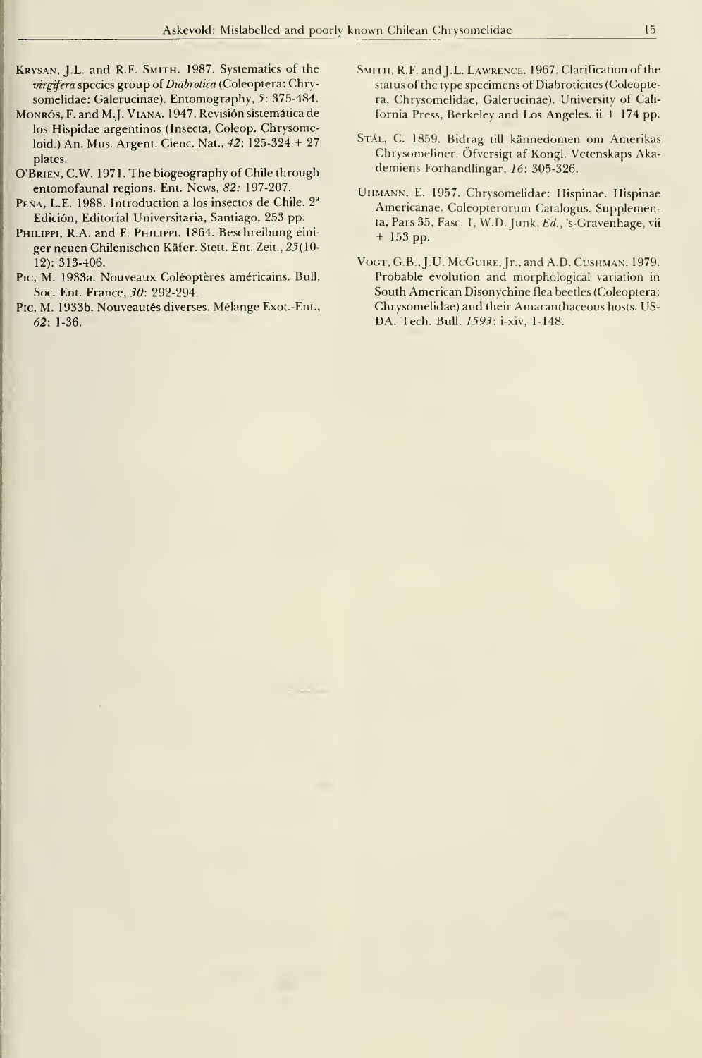Krysan, J.L. and R.F. Smith. 1987. Systematics of the *virgifera* species group of *Diabrotica* (Coleoptera: Chrysomelidae: Galerucinae). Entomography, *5*: 375-484.

Monrós, F. and M.J. Viana. 1947. Revisión sistemática de los Hispidae argentinos (Insecta, Coleop. Chrysomeloid.) An. Mus. Argent. Cienc. Nat., *42*: 125-324 + 27 plates.

O'Brien, C.W. 1971. The biogeography of Chile through entomofaunal regions. Ent. News, *82*: 197-207.

Peña, L.E. 1988. Introduction a los insectos de Chile. 2ª Edición, Editorial Universitaria, Santiago, 253 pp.

Philippi, R.A. and F. Philippi. 1864. Beschreibung einiger neuen Chilenischen Käfer. Stett. Ent. Zeit., *25*(10-12): 313-406.

Pic, M. 1933a. Nouveaux Coléoptères américains. Bull. Soc. Ent. France, *30*: 292-294.

Pic, M. 1933b. Nouveautés diverses. Mélange Exot.-Ent., *62*: 1-36.

Smith, R.F. and J.L. Lawrence. 1967. Clarification of the status of the type specimens of Diabroticites (Coleoptera, Chrysomelidae, Galerucinae). University of California Press, Berkeley and Los Angeles. ii + 174 pp.

Stål, C. 1859. Bidrag till kännedomen om Amerikas Chrysomeliner. Öfversigt af Kongl. Vetenskaps Akademiens Forhandlingar, *16*: 305-326.

Uhmann, E. 1957. Chrysomelidae: Hispinae. Hispinae Americanae. Coleopterorum Catalogus. Supplementa, Pars 35, Fasc. 1, W.D. Junk, *Ed.*, 's-Gravenhage, vii + 153 pp.

Vogt, G.B., J.U. McGuire, Jr., and A.D. Cushman. 1979. Probable evolution and morphological variation in South American Disonychine flea beetles (Coleoptera: Chrysomelidae) and their Amaranthaceous hosts. USDA. Tech. Bull. *1593*: i-xiv, 1-148.